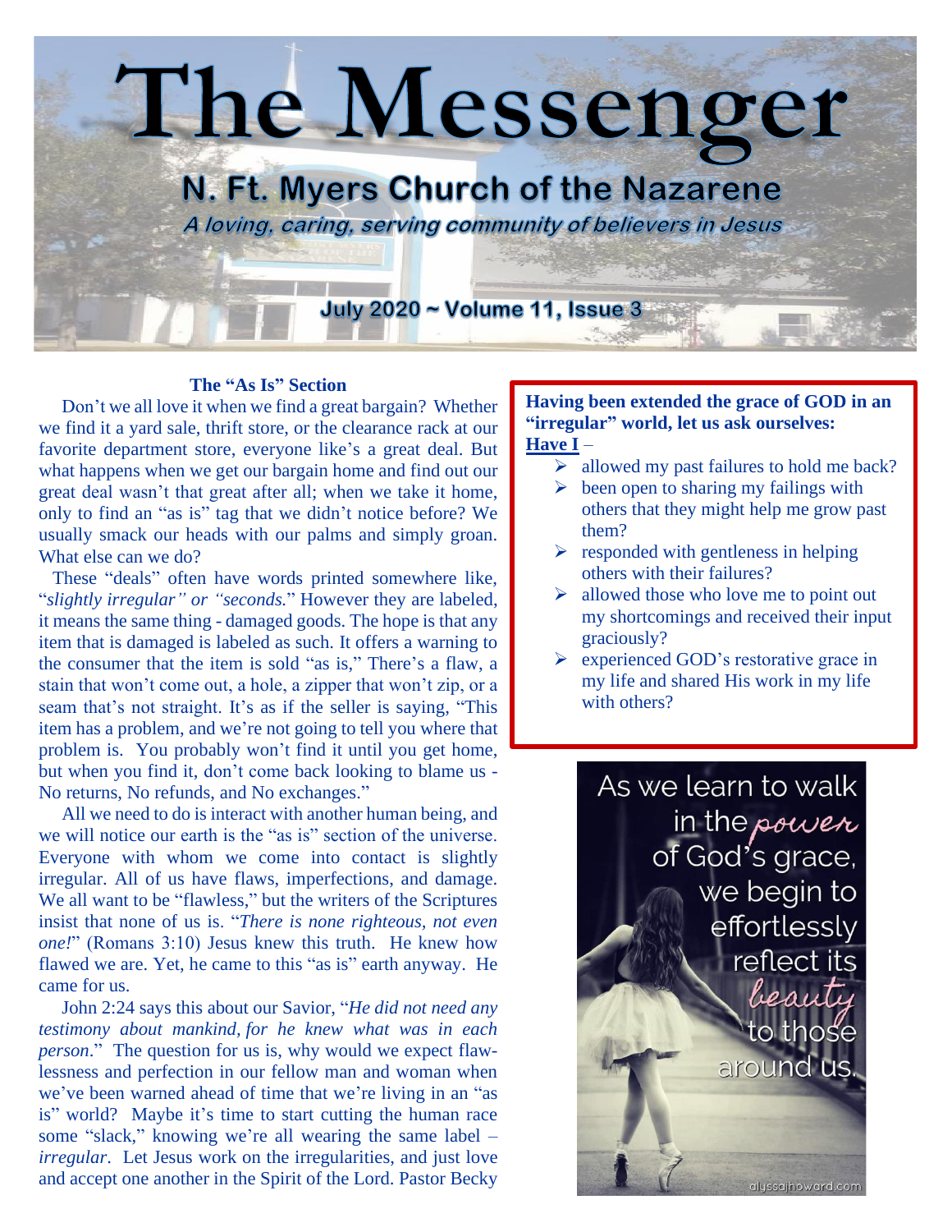# The Messenger

## N. Ft. Myers Church of the Nazarene

*A loving, caring, serving community of believers in Jesus*

**July 2020 ~ Volume 11, Issue 3**

### The "As Is" Section

Don't we all love it when we find a great bargain? Whether we find it a yard sale, thrift store, or the clearance rack at our favorite department store, everyone like's a great deal. But what happens when we get our bargain home and find out our great deal wasn't that great after all; when we take it home, only to find an "as is" tag that we didn't notice before? We usually smack our heads with our palms and simply groan. What else can we do?

These "deals" often have words printed somewhere like, "*slightly irregular" or "seconds.*" However they are labeled, it means the same thing - damaged goods. The hope is that any item that is damaged is labeled as such. It offers a warning to the consumer that the item is sold "as is," There's a flaw, a stain that won't come out, a hole, a zipper that won't zip, or a seam that's not straight. It's as if the seller is saying, "This item has a problem, and we're not going to tell you where that problem is. You probably won't find it until you get home, but when you find it, don't come back looking to blame us - No returns, No refunds, and No exchanges."

All we need to do is interact with another human being, and we will notice our earth is the "as is" section of the universe. Everyone with whom we come into contact is slightly irregular. All of us have flaws, imperfections, and damage. We all want to be "flawless," but the writers of the Scriptures insist that none of us is. "*There is none righteous, not even one!*" (Romans 3:10) Jesus knew this truth. He knew how flawed we are. Yet, he came to this "as is" earth anyway. He came for us.

John 2:24 says this about our Savior, "*He did not need any testimony about mankind, for he knew what was in each person*." The question for us is, why would we expect flaw-lessness and perfection in our fellow man and woman when we've been warned ahead of time that we're living in an "as is" world? Maybe it's time to start cutting the human race some "slack," knowing we're all wearing the same label – *irregular*. Let Jesus work on the irregularities, and just love and accept one another in the Spirit of the Lord. Pastor Becky

**Having been extended the grace of GOD in an "irregular" world, let us ask ourselves:**
**Have I** –

- allowed my past failures to hold me back?
- been open to sharing my failings with others that they might help me grow past them?
- responded with gentleness in helping others with their failures?
- allowed those who love me to point out my shortcomings and received their input graciously?
- experienced GOD's restorative grace in my life and shared His work in my life with others?

As we learn to walk in the *power* of God's grace, we begin to effortlessly reflect its *beauty* to those around us.

alyssajhoward.com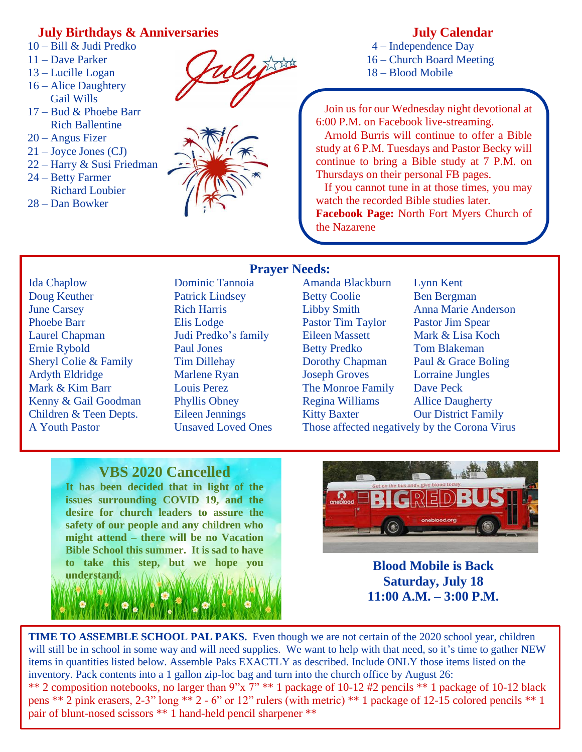## July Birthdays & Anniversaries

10 – Bill & Judi Predko
11 – Dave Parker
13 – Lucille Logan
16 – Alice Daughtery
Gail Wills
17 – Bud & Phoebe Barr
Rich Ballentine
20 – Angus Fizer
21 – Joyce Jones (CJ)
22 – Harry & Susi Friedman
24 – Betty Farmer
Richard Loubier
28 – Dan Bowker

## July Calendar

4 – Independence Day
16 – Church Board Meeting
18 – Blood Mobile

Join us for our Wednesday night devotional at 6:00 P.M. on Facebook live-streaming.

Arnold Burris will continue to offer a Bible study at 6 P.M. Tuesdays and Pastor Becky will continue to bring a Bible study at 7 P.M. on Thursdays on their personal FB pages.

If you cannot tune in at those times, you may watch the recorded Bible studies later.

**Facebook Page:** North Fort Myers Church of the Nazarene

## Prayer Needs:

| | | | |
|---|---|---|---|
| Ida Chaplow | Dominic Tannoia | Amanda Blackburn | Lynn Kent |
| Doug Keuther | Patrick Lindsey | Betty Coolie | Ben Bergman |
| June Carsey | Rich Harris | Libby Smith | Anna Marie Anderson |
| Phoebe Barr | Elis Lodge | Pastor Tim Taylor | Pastor Jim Spear |
| Laurel Chapman | Judi Predko's family | Eileen Massett | Mark & Lisa Koch |
| Ernie Rybold | Paul Jones | Betty Predko | Tom Blakeman |
| Sheryl Colie & Family | Tim Dillehay | Dorothy Chapman | Paul & Grace Boling |
| Ardyth Eldridge | Marlene Ryan | Joseph Groves | Lorraine Jungles |
| Mark & Kim Barr | Louis Perez | The Monroe Family | Dave Peck |
| Kenny & Gail Goodman | Phyllis Obney | Regina Williams | Allice Daugherty |
| Children & Teen Depts. | Eileen Jennings | Kitty Baxter | Our District Family |
| A Youth Pastor | Unsaved Loved Ones | Those affected negatively by the Corona Virus | |

## VBS 2020 Cancelled

**It has been decided that in light of the issues surrounding COVID 19, and the desire for church leaders to assure the safety of our people and any children who might attend – there will be no Vacation Bible School this summer. It is sad to have to take this step, but we hope you understand.**

**Blood Mobile is Back**
**Saturday, July 18**
**11:00 A.M. – 3:00 P.M.**

**TIME TO ASSEMBLE SCHOOL PAL PAKS.** Even though we are not certain of the 2020 school year, children will still be in school in some way and will need supplies. We want to help with that need, so it's time to gather NEW items in quantities listed below. Assemble Paks EXACTLY as described. Include ONLY those items listed on the inventory. Pack contents into a 1 gallon zip-loc bag and turn into the church office by August 26:

** 2 composition notebooks, no larger than 9"x 7" ** 1 package of 10-12 #2 pencils ** 1 package of 10-12 black pens ** 2 pink erasers, 2-3" long ** 2 - 6" or 12" rulers (with metric) ** 1 package of 12-15 colored pencils ** 1 pair of blunt-nosed scissors ** 1 hand-held pencil sharpener **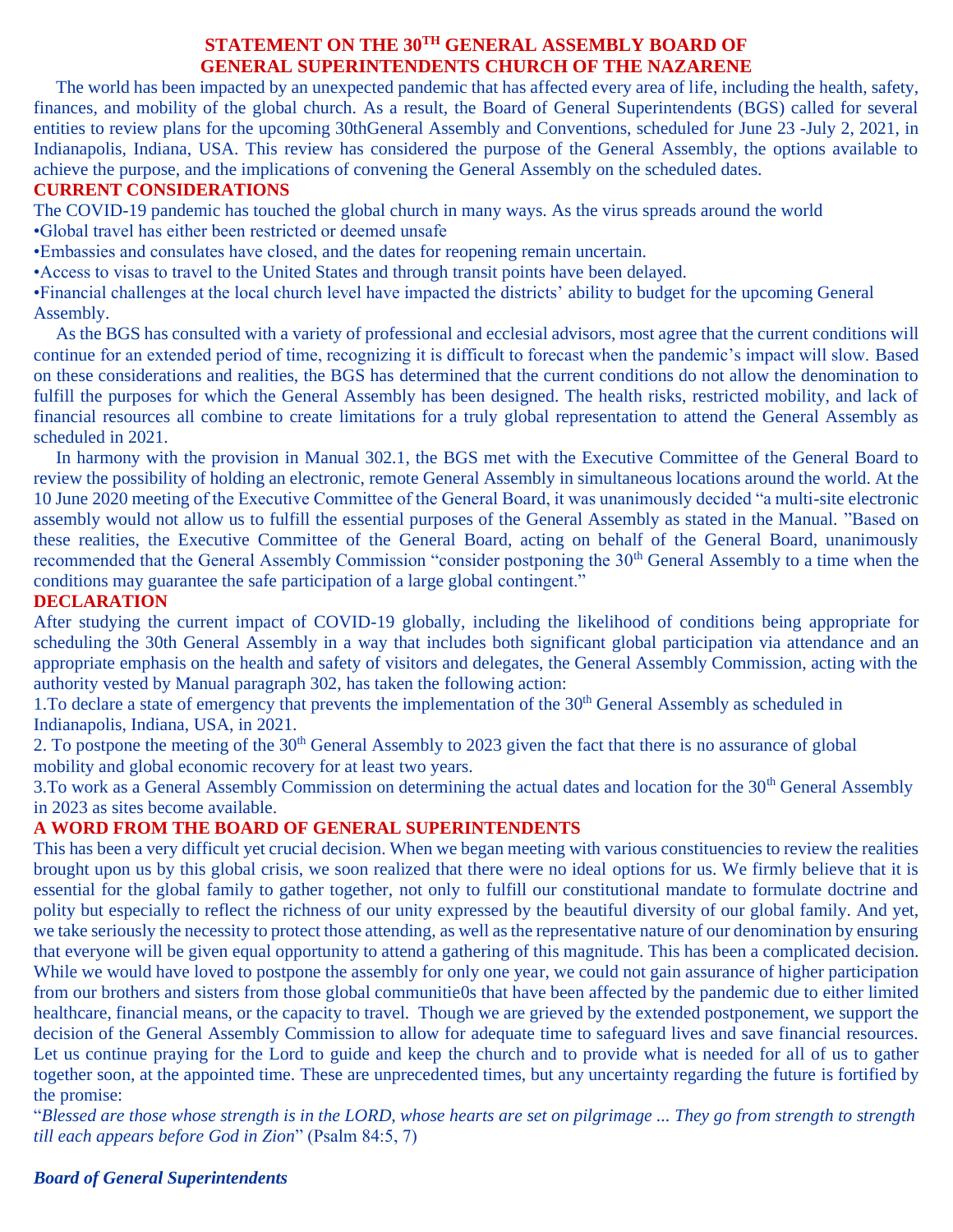# STATEMENT ON THE 30TH GENERAL ASSEMBLY BOARD OF GENERAL SUPERINTENDENTS CHURCH OF THE NAZARENE

The world has been impacted by an unexpected pandemic that has affected every area of life, including the health, safety, finances, and mobility of the global church. As a result, the Board of General Superintendents (BGS) called for several entities to review plans for the upcoming 30thGeneral Assembly and Conventions, scheduled for June 23 -July 2, 2021, in Indianapolis, Indiana, USA. This review has considered the purpose of the General Assembly, the options available to achieve the purpose, and the implications of convening the General Assembly on the scheduled dates.

## CURRENT CONSIDERATIONS

The COVID-19 pandemic has touched the global church in many ways. As the virus spreads around the world

- Global travel has either been restricted or deemed unsafe
- Embassies and consulates have closed, and the dates for reopening remain uncertain.
- Access to visas to travel to the United States and through transit points have been delayed.
- Financial challenges at the local church level have impacted the districts' ability to budget for the upcoming General Assembly.

As the BGS has consulted with a variety of professional and ecclesial advisors, most agree that the current conditions will continue for an extended period of time, recognizing it is difficult to forecast when the pandemic's impact will slow. Based on these considerations and realities, the BGS has determined that the current conditions do not allow the denomination to fulfill the purposes for which the General Assembly has been designed. The health risks, restricted mobility, and lack of financial resources all combine to create limitations for a truly global representation to attend the General Assembly as scheduled in 2021.

In harmony with the provision in Manual 302.1, the BGS met with the Executive Committee of the General Board to review the possibility of holding an electronic, remote General Assembly in simultaneous locations around the world. At the 10 June 2020 meeting of the Executive Committee of the General Board, it was unanimously decided "a multi-site electronic assembly would not allow us to fulfill the essential purposes of the General Assembly as stated in the Manual. "Based on these realities, the Executive Committee of the General Board, acting on behalf of the General Board, unanimously recommended that the General Assembly Commission "consider postponing the 30th General Assembly to a time when the conditions may guarantee the safe participation of a large global contingent."

## DECLARATION

After studying the current impact of COVID-19 globally, including the likelihood of conditions being appropriate for scheduling the 30th General Assembly in a way that includes both significant global participation via attendance and an appropriate emphasis on the health and safety of visitors and delegates, the General Assembly Commission, acting with the authority vested by Manual paragraph 302, has taken the following action:

1. To declare a state of emergency that prevents the implementation of the 30th General Assembly as scheduled in Indianapolis, Indiana, USA, in 2021.
2. To postpone the meeting of the 30th General Assembly to 2023 given the fact that there is no assurance of global mobility and global economic recovery for at least two years.
3. To work as a General Assembly Commission on determining the actual dates and location for the 30th General Assembly in 2023 as sites become available.

## A WORD FROM THE BOARD OF GENERAL SUPERINTENDENTS

This has been a very difficult yet crucial decision. When we began meeting with various constituencies to review the realities brought upon us by this global crisis, we soon realized that there were no ideal options for us. We firmly believe that it is essential for the global family to gather together, not only to fulfill our constitutional mandate to formulate doctrine and polity but especially to reflect the richness of our unity expressed by the beautiful diversity of our global family. And yet, we take seriously the necessity to protect those attending, as well as the representative nature of our denomination by ensuring that everyone will be given equal opportunity to attend a gathering of this magnitude. This has been a complicated decision. While we would have loved to postpone the assembly for only one year, we could not gain assurance of higher participation from our brothers and sisters from those global communitie0s that have been affected by the pandemic due to either limited healthcare, financial means, or the capacity to travel. Though we are grieved by the extended postponement, we support the decision of the General Assembly Commission to allow for adequate time to safeguard lives and save financial resources. Let us continue praying for the Lord to guide and keep the church and to provide what is needed for all of us to gather together soon, at the appointed time. These are unprecedented times, but any uncertainty regarding the future is fortified by the promise:

"*Blessed are those whose strength is in the LORD, whose hearts are set on pilgrimage ... They go from strength to strength till each appears before God in Zion*" (Psalm 84:5, 7)

***Board of General Superintendents***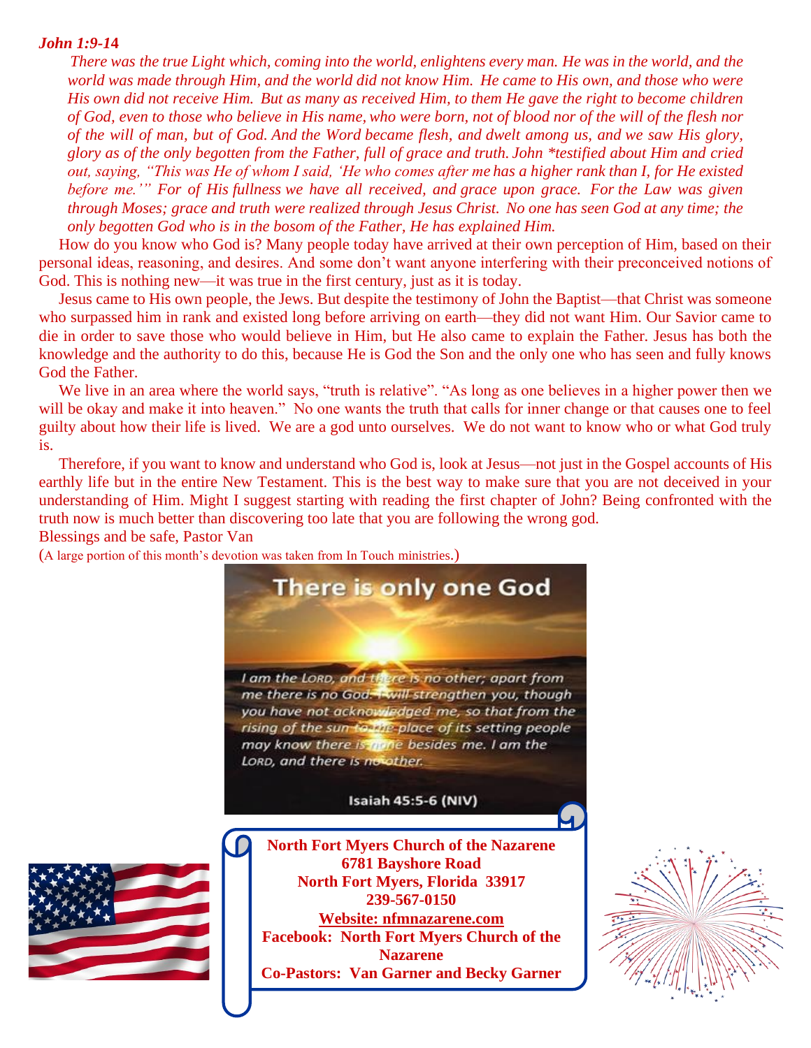***John 1:9-14***

*There was the true Light which, coming into the world, enlightens every man. He was in the world, and the world was made through Him, and the world did not know Him. He came to His own, and those who were His own did not receive Him. But as many as received Him, to them He gave the right to become children of God, even to those who believe in His name, who were born, not of blood nor of the will of the flesh nor of the will of man, but of God. And the Word became flesh, and dwelt among us, and we saw His glory, glory as of the only begotten from the Father, full of grace and truth. John *testified about Him and cried out, saying, "This was He of whom I said, 'He who comes after me has a higher rank than I, for He existed before me.'" For of His fullness we have all received, and grace upon grace. For the Law was given through Moses; grace and truth were realized through Jesus Christ. No one has seen God at any time; the only begotten God who is in the bosom of the Father, He has explained Him.*

How do you know who God is? Many people today have arrived at their own perception of Him, based on their personal ideas, reasoning, and desires. And some don't want anyone interfering with their preconceived notions of God. This is nothing new—it was true in the first century, just as it is today.

Jesus came to His own people, the Jews. But despite the testimony of John the Baptist—that Christ was someone who surpassed him in rank and existed long before arriving on earth—they did not want Him. Our Savior came to die in order to save those who would believe in Him, but He also came to explain the Father. Jesus has both the knowledge and the authority to do this, because He is God the Son and the only one who has seen and fully knows God the Father.

We live in an area where the world says, "truth is relative". "As long as one believes in a higher power then we will be okay and make it into heaven." No one wants the truth that calls for inner change or that causes one to feel guilty about how their life is lived. We are a god unto ourselves. We do not want to know who or what God truly is.

Therefore, if you want to know and understand who God is, look at Jesus—not just in the Gospel accounts of His earthly life but in the entire New Testament. This is the best way to make sure that you are not deceived in your understanding of Him. Might I suggest starting with reading the first chapter of John? Being confronted with the truth now is much better than discovering too late that you are following the wrong god.

Blessings and be safe, Pastor Van

(A large portion of this month's devotion was taken from In Touch ministries.)

**There is only one God**

*I am the LORD, and there is no other; apart from me there is no God. I will strengthen you, though you have not acknowledged me, so that from the rising of the sun to the place of its setting people may know there is none besides me. I am the LORD, and there is no other.*

**Isaiah 45:5-6 (NIV)**

**North Fort Myers Church of the Nazarene**
**6781 Bayshore Road**
**North Fort Myers, Florida 33917**
**239-567-0150**
**Website: nfmnazarene.com**
**Facebook: North Fort Myers Church of the Nazarene**
**Co-Pastors: Van Garner and Becky Garner**